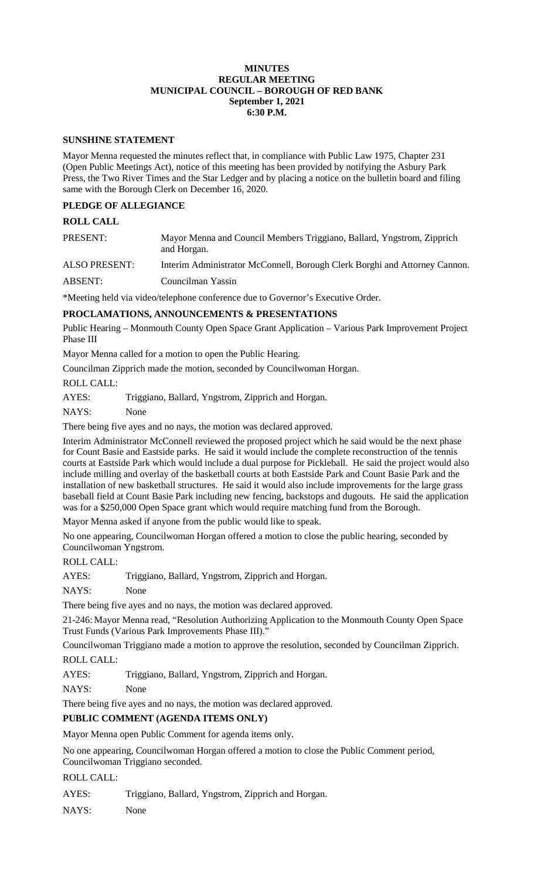# MINUTES
## REGULAR MEETING
## MUNICIPAL COUNCIL – BOROUGH OF RED BANK
**September 1, 2021**
**6:30 P.M.**

### SUNSHINE STATEMENT

Mayor Menna requested the minutes reflect that, in compliance with Public Law 1975, Chapter 231 (Open Public Meetings Act), notice of this meeting has been provided by notifying the Asbury Park Press, the Two River Times and the Star Ledger and by placing a notice on the bulletin board and filing same with the Borough Clerk on December 16, 2020.

### PLEDGE OF ALLEGIANCE

### ROLL CALL

PRESENT: Mayor Menna and Council Members Triggiano, Ballard, Yngstrom, Zipprich and Horgan.

ALSO PRESENT: Interim Administrator McConnell, Borough Clerk Borghi and Attorney Cannon.

ABSENT: Councilman Yassin

*Meeting held via video/telephone conference due to Governor's Executive Order.

### PROCLAMATIONS, ANNOUNCEMENTS & PRESENTATIONS

Public Hearing – Monmouth County Open Space Grant Application – Various Park Improvement Project Phase III

Mayor Menna called for a motion to open the Public Hearing.

Councilman Zipprich made the motion, seconded by Councilwoman Horgan.

ROLL CALL:

AYES: Triggiano, Ballard, Yngstrom, Zipprich and Horgan.

NAYS: None

There being five ayes and no nays, the motion was declared approved.

Interim Administrator McConnell reviewed the proposed project which he said would be the next phase for Count Basie and Eastside parks. He said it would include the complete reconstruction of the tennis courts at Eastside Park which would include a dual purpose for Pickleball. He said the project would also include milling and overlay of the basketball courts at both Eastside Park and Count Basie Park and the installation of new basketball structures. He said it would also include improvements for the large grass baseball field at Count Basie Park including new fencing, backstops and dugouts. He said the application was for a $250,000 Open Space grant which would require matching fund from the Borough.

Mayor Menna asked if anyone from the public would like to speak.

No one appearing, Councilwoman Horgan offered a motion to close the public hearing, seconded by Councilwoman Yngstrom.

ROLL CALL:

AYES: Triggiano, Ballard, Yngstrom, Zipprich and Horgan.

NAYS: None

There being five ayes and no nays, the motion was declared approved.

21-246: Mayor Menna read, "Resolution Authorizing Application to the Monmouth County Open Space Trust Funds (Various Park Improvements Phase III)."

Councilwoman Triggiano made a motion to approve the resolution, seconded by Councilman Zipprich.

ROLL CALL:

AYES: Triggiano, Ballard, Yngstrom, Zipprich and Horgan.

NAYS: None

There being five ayes and no nays, the motion was declared approved.

### PUBLIC COMMENT (AGENDA ITEMS ONLY)

Mayor Menna open Public Comment for agenda items only.

No one appearing, Councilwoman Horgan offered a motion to close the Public Comment period, Councilwoman Triggiano seconded.

ROLL CALL:

AYES: Triggiano, Ballard, Yngstrom, Zipprich and Horgan.

NAYS: None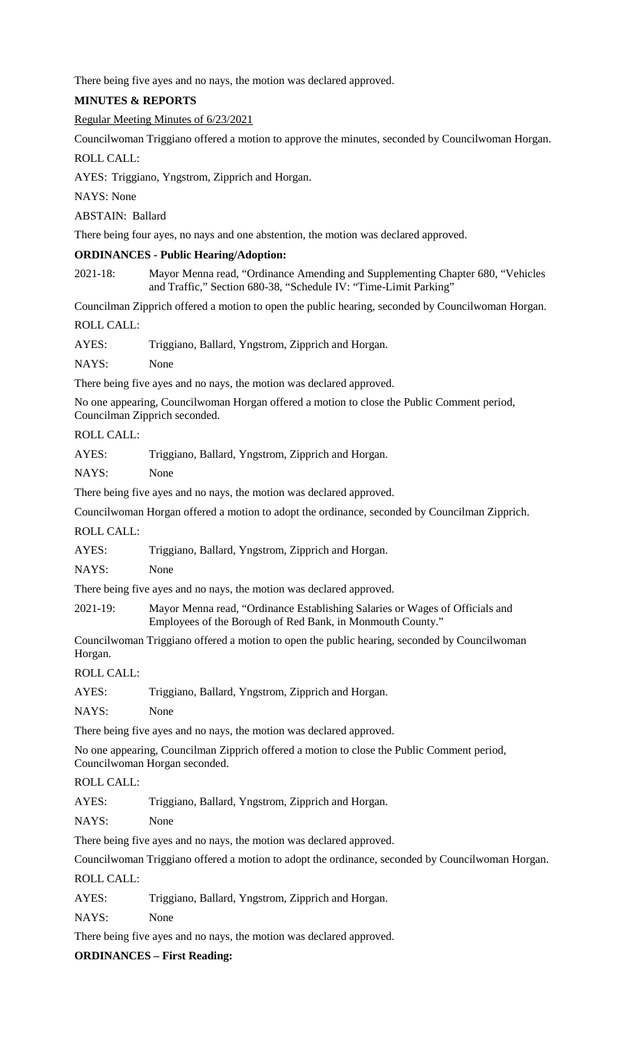There being five ayes and no nays, the motion was declared approved.

**MINUTES & REPORTS**

Regular Meeting Minutes of 6/23/2021

Councilwoman Triggiano offered a motion to approve the minutes, seconded by Councilwoman Horgan.

ROLL CALL:

AYES: Triggiano, Yngstrom, Zipprich and Horgan.

NAYS: None

ABSTAIN: Ballard

There being four ayes, no nays and one abstention, the motion was declared approved.

**ORDINANCES - Public Hearing/Adoption:**

2021-18: Mayor Menna read, "Ordinance Amending and Supplementing Chapter 680, "Vehicles and Traffic," Section 680-38, "Schedule IV: "Time-Limit Parking"

Councilman Zipprich offered a motion to open the public hearing, seconded by Councilwoman Horgan.

ROLL CALL:

AYES: Triggiano, Ballard, Yngstrom, Zipprich and Horgan.

NAYS: None

There being five ayes and no nays, the motion was declared approved.

No one appearing, Councilwoman Horgan offered a motion to close the Public Comment period, Councilman Zipprich seconded.

ROLL CALL:

AYES: Triggiano, Ballard, Yngstrom, Zipprich and Horgan.

NAYS: None

There being five ayes and no nays, the motion was declared approved.

Councilwoman Horgan offered a motion to adopt the ordinance, seconded by Councilman Zipprich.

ROLL CALL:

AYES: Triggiano, Ballard, Yngstrom, Zipprich and Horgan.

NAYS: None

There being five ayes and no nays, the motion was declared approved.

2021-19: Mayor Menna read, "Ordinance Establishing Salaries or Wages of Officials and Employees of the Borough of Red Bank, in Monmouth County."

Councilwoman Triggiano offered a motion to open the public hearing, seconded by Councilwoman Horgan.

ROLL CALL:

AYES: Triggiano, Ballard, Yngstrom, Zipprich and Horgan.

NAYS: None

There being five ayes and no nays, the motion was declared approved.

No one appearing, Councilman Zipprich offered a motion to close the Public Comment period, Councilwoman Horgan seconded.

ROLL CALL:

AYES: Triggiano, Ballard, Yngstrom, Zipprich and Horgan.

NAYS: None

There being five ayes and no nays, the motion was declared approved.

Councilwoman Triggiano offered a motion to adopt the ordinance, seconded by Councilwoman Horgan.

ROLL CALL:

AYES: Triggiano, Ballard, Yngstrom, Zipprich and Horgan.

NAYS: None

There being five ayes and no nays, the motion was declared approved.

**ORDINANCES – First Reading:**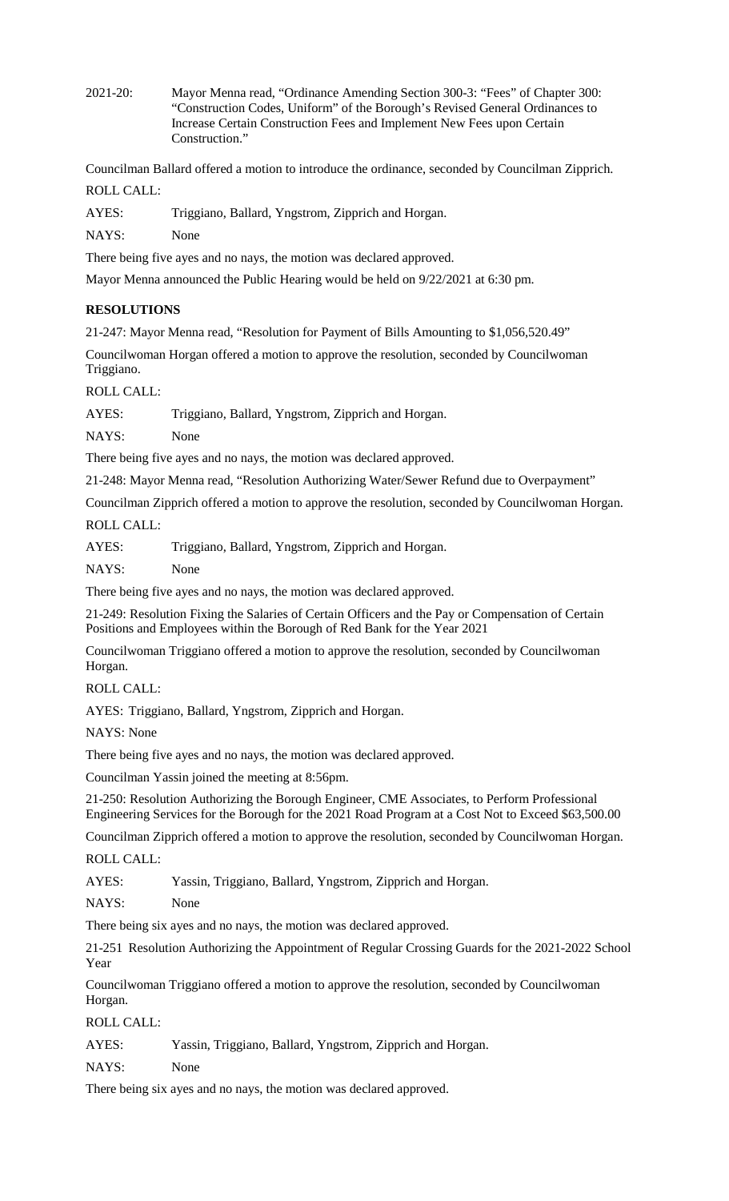2021-20: Mayor Menna read, "Ordinance Amending Section 300-3: "Fees" of Chapter 300: "Construction Codes, Uniform" of the Borough's Revised General Ordinances to Increase Certain Construction Fees and Implement New Fees upon Certain Construction."

Councilman Ballard offered a motion to introduce the ordinance, seconded by Councilman Zipprich.

ROLL CALL:

AYES: Triggiano, Ballard, Yngstrom, Zipprich and Horgan.

NAYS: None

There being five ayes and no nays, the motion was declared approved.

Mayor Menna announced the Public Hearing would be held on 9/22/2021 at 6:30 pm.

**RESOLUTIONS**

21-247: Mayor Menna read, "Resolution for Payment of Bills Amounting to $1,056,520.49"

Councilwoman Horgan offered a motion to approve the resolution, seconded by Councilwoman Triggiano.

ROLL CALL:

AYES: Triggiano, Ballard, Yngstrom, Zipprich and Horgan.

NAYS: None

There being five ayes and no nays, the motion was declared approved.

21-248: Mayor Menna read, "Resolution Authorizing Water/Sewer Refund due to Overpayment"

Councilman Zipprich offered a motion to approve the resolution, seconded by Councilwoman Horgan.

ROLL CALL:

AYES: Triggiano, Ballard, Yngstrom, Zipprich and Horgan.

NAYS: None

There being five ayes and no nays, the motion was declared approved.

21-249: Resolution Fixing the Salaries of Certain Officers and the Pay or Compensation of Certain Positions and Employees within the Borough of Red Bank for the Year 2021

Councilwoman Triggiano offered a motion to approve the resolution, seconded by Councilwoman Horgan.

ROLL CALL:

AYES: Triggiano, Ballard, Yngstrom, Zipprich and Horgan.

NAYS: None

There being five ayes and no nays, the motion was declared approved.

Councilman Yassin joined the meeting at 8:56pm.

21-250: Resolution Authorizing the Borough Engineer, CME Associates, to Perform Professional Engineering Services for the Borough for the 2021 Road Program at a Cost Not to Exceed $63,500.00

Councilman Zipprich offered a motion to approve the resolution, seconded by Councilwoman Horgan.

ROLL CALL:

AYES: Yassin, Triggiano, Ballard, Yngstrom, Zipprich and Horgan.

NAYS: None

There being six ayes and no nays, the motion was declared approved.

21-251 Resolution Authorizing the Appointment of Regular Crossing Guards for the 2021-2022 School Year

Councilwoman Triggiano offered a motion to approve the resolution, seconded by Councilwoman Horgan.

ROLL CALL:

AYES: Yassin, Triggiano, Ballard, Yngstrom, Zipprich and Horgan.

NAYS: None

There being six ayes and no nays, the motion was declared approved.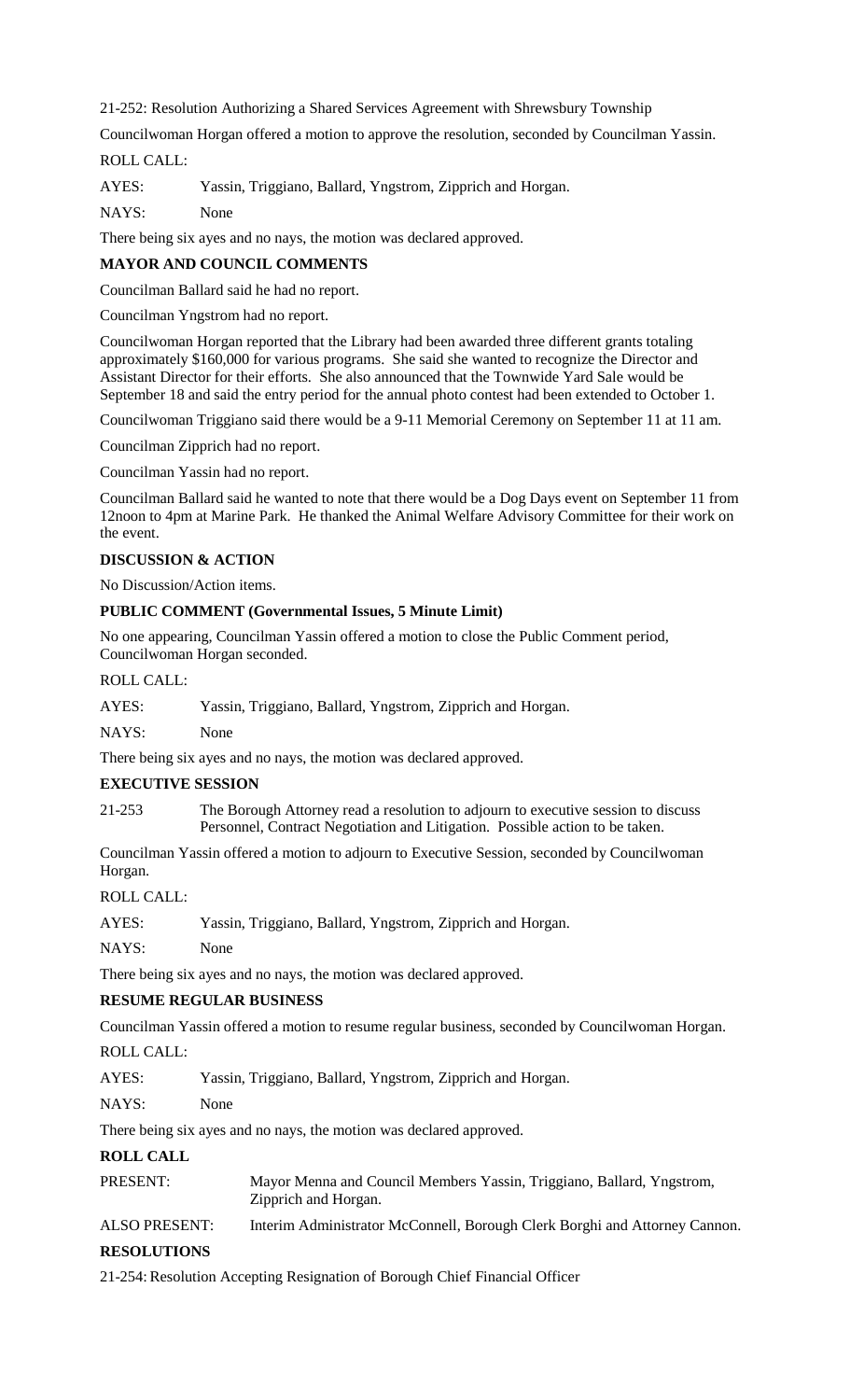21-252: Resolution Authorizing a Shared Services Agreement with Shrewsbury Township

Councilwoman Horgan offered a motion to approve the resolution, seconded by Councilman Yassin.

ROLL CALL:

AYES: Yassin, Triggiano, Ballard, Yngstrom, Zipprich and Horgan.

NAYS: None

There being six ayes and no nays, the motion was declared approved.

**MAYOR AND COUNCIL COMMENTS**

Councilman Ballard said he had no report.

Councilman Yngstrom had no report.

Councilwoman Horgan reported that the Library had been awarded three different grants totaling approximately $160,000 for various programs. She said she wanted to recognize the Director and Assistant Director for their efforts. She also announced that the Townwide Yard Sale would be September 18 and said the entry period for the annual photo contest had been extended to October 1.

Councilwoman Triggiano said there would be a 9-11 Memorial Ceremony on September 11 at 11 am.

Councilman Zipprich had no report.

Councilman Yassin had no report.

Councilman Ballard said he wanted to note that there would be a Dog Days event on September 11 from 12noon to 4pm at Marine Park. He thanked the Animal Welfare Advisory Committee for their work on the event.

**DISCUSSION & ACTION**

No Discussion/Action items.

**PUBLIC COMMENT (Governmental Issues, 5 Minute Limit)**

No one appearing, Councilman Yassin offered a motion to close the Public Comment period, Councilwoman Horgan seconded.

ROLL CALL:

AYES: Yassin, Triggiano, Ballard, Yngstrom, Zipprich and Horgan.

NAYS: None

There being six ayes and no nays, the motion was declared approved.

**EXECUTIVE SESSION**

21-253 The Borough Attorney read a resolution to adjourn to executive session to discuss Personnel, Contract Negotiation and Litigation. Possible action to be taken.

Councilman Yassin offered a motion to adjourn to Executive Session, seconded by Councilwoman Horgan.

ROLL CALL:

AYES: Yassin, Triggiano, Ballard, Yngstrom, Zipprich and Horgan.

NAYS: None

There being six ayes and no nays, the motion was declared approved.

**RESUME REGULAR BUSINESS**

Councilman Yassin offered a motion to resume regular business, seconded by Councilwoman Horgan.

ROLL CALL:

AYES: Yassin, Triggiano, Ballard, Yngstrom, Zipprich and Horgan.

NAYS: None

There being six ayes and no nays, the motion was declared approved.

**ROLL CALL**

PRESENT: Mayor Menna and Council Members Yassin, Triggiano, Ballard, Yngstrom, Zipprich and Horgan.

ALSO PRESENT: Interim Administrator McConnell, Borough Clerk Borghi and Attorney Cannon.

**RESOLUTIONS**

21-254: Resolution Accepting Resignation of Borough Chief Financial Officer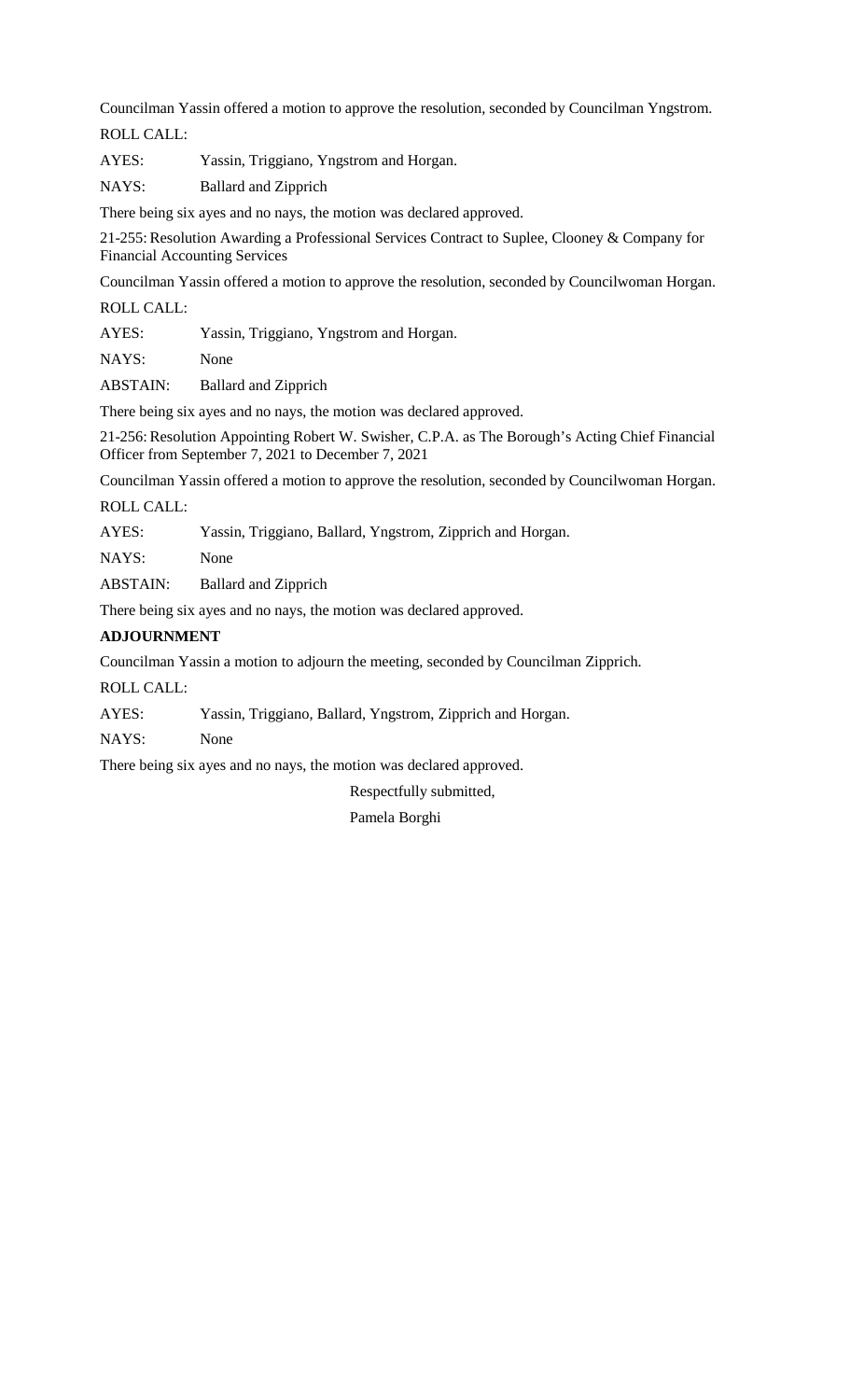Councilman Yassin offered a motion to approve the resolution, seconded by Councilman Yngstrom.

ROLL CALL:

AYES: Yassin, Triggiano, Yngstrom and Horgan.

NAYS: Ballard and Zipprich

There being six ayes and no nays, the motion was declared approved.

21-255: Resolution Awarding a Professional Services Contract to Suplee, Clooney & Company for Financial Accounting Services

Councilman Yassin offered a motion to approve the resolution, seconded by Councilwoman Horgan.

ROLL CALL:

AYES: Yassin, Triggiano, Yngstrom and Horgan.

NAYS: None

ABSTAIN: Ballard and Zipprich

There being six ayes and no nays, the motion was declared approved.

21-256: Resolution Appointing Robert W. Swisher, C.P.A. as The Borough's Acting Chief Financial Officer from September 7, 2021 to December 7, 2021

Councilman Yassin offered a motion to approve the resolution, seconded by Councilwoman Horgan.

ROLL CALL:

AYES: Yassin, Triggiano, Ballard, Yngstrom, Zipprich and Horgan.

NAYS: None

ABSTAIN: Ballard and Zipprich

There being six ayes and no nays, the motion was declared approved.

**ADJOURNMENT**

Councilman Yassin a motion to adjourn the meeting, seconded by Councilman Zipprich.

ROLL CALL:

AYES: Yassin, Triggiano, Ballard, Yngstrom, Zipprich and Horgan.

NAYS: None

There being six ayes and no nays, the motion was declared approved.

Respectfully submitted,

Pamela Borghi